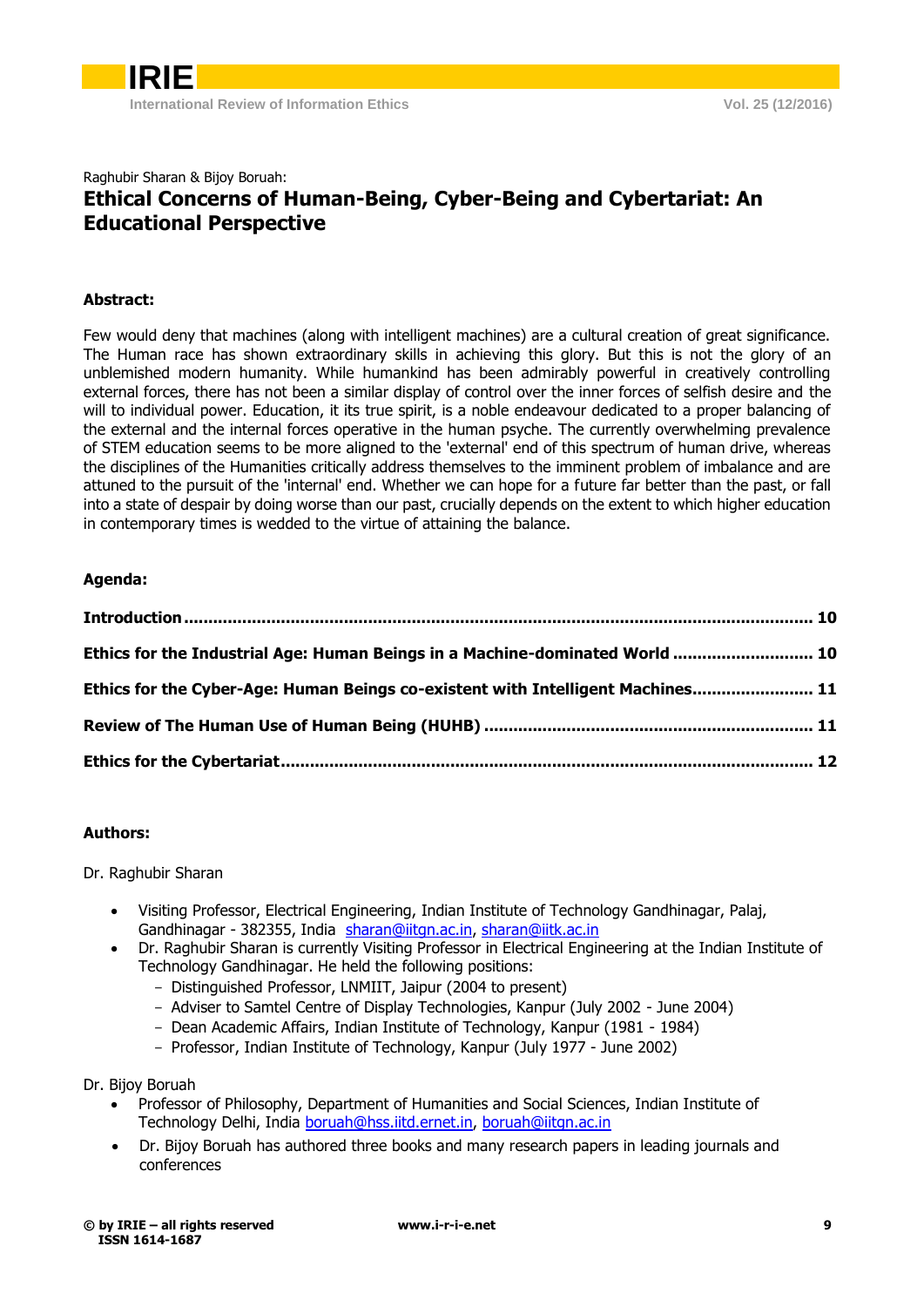Raghubir Sharan & Bijoy Boruah:

# Ethical Concerns of Human-Being, Cyber-Being and Cybertariat: An Educational Perspective

**Abstract:**

Few would deny that machines (along with intelligent machines) are a cultural creation of great significance. The Human race has shown extraordinary skills in achieving this glory. But this is not the glory of an unblemished modern humanity. While humankind has been admirably powerful in creatively controlling external forces, there has not been a similar display of control over the inner forces of selfish desire and the will to individual power. Education, it its true spirit, is a noble endeavour dedicated to a proper balancing of the external and the internal forces operative in the human psyche. The currently overwhelming prevalence of STEM education seems to be more aligned to the 'external' end of this spectrum of human drive, whereas the disciplines of the Humanities critically address themselves to the imminent problem of imbalance and are attuned to the pursuit of the 'internal' end. Whether we can hope for a future far better than the past, or fall into a state of despair by doing worse than our past, crucially depends on the extent to which higher education in contemporary times is wedded to the virtue of attaining the balance.

**Agenda:**

**Introduction** ..... 10

**Ethics for the Industrial Age: Human Beings in a Machine-dominated World** ..... 10

**Ethics for the Cyber-Age: Human Beings co-existent with Intelligent Machines** ..... 11

**Review of The Human Use of Human Being (HUHB)** ..... 11

**Ethics for the Cybertariat** ..... 12

**Authors:**

Dr. Raghubir Sharan

- Visiting Professor, Electrical Engineering, Indian Institute of Technology Gandhinagar, Palaj, Gandhinagar - 382355, India sharan@iitgn.ac.in, sharan@iitk.ac.in
- Dr. Raghubir Sharan is currently Visiting Professor in Electrical Engineering at the Indian Institute of Technology Gandhinagar. He held the following positions:
  - Distinguished Professor, LNMIIT, Jaipur (2004 to present)
  - Adviser to Samtel Centre of Display Technologies, Kanpur (July 2002 - June 2004)
  - Dean Academic Affairs, Indian Institute of Technology, Kanpur (1981 - 1984)
  - Professor, Indian Institute of Technology, Kanpur (July 1977 - June 2002)

Dr. Bijoy Boruah

- Professor of Philosophy, Department of Humanities and Social Sciences, Indian Institute of Technology Delhi, India boruah@hss.iitd.ernet.in, boruah@iitgn.ac.in
- Dr. Bijoy Boruah has authored three books and many research papers in leading journals and conferences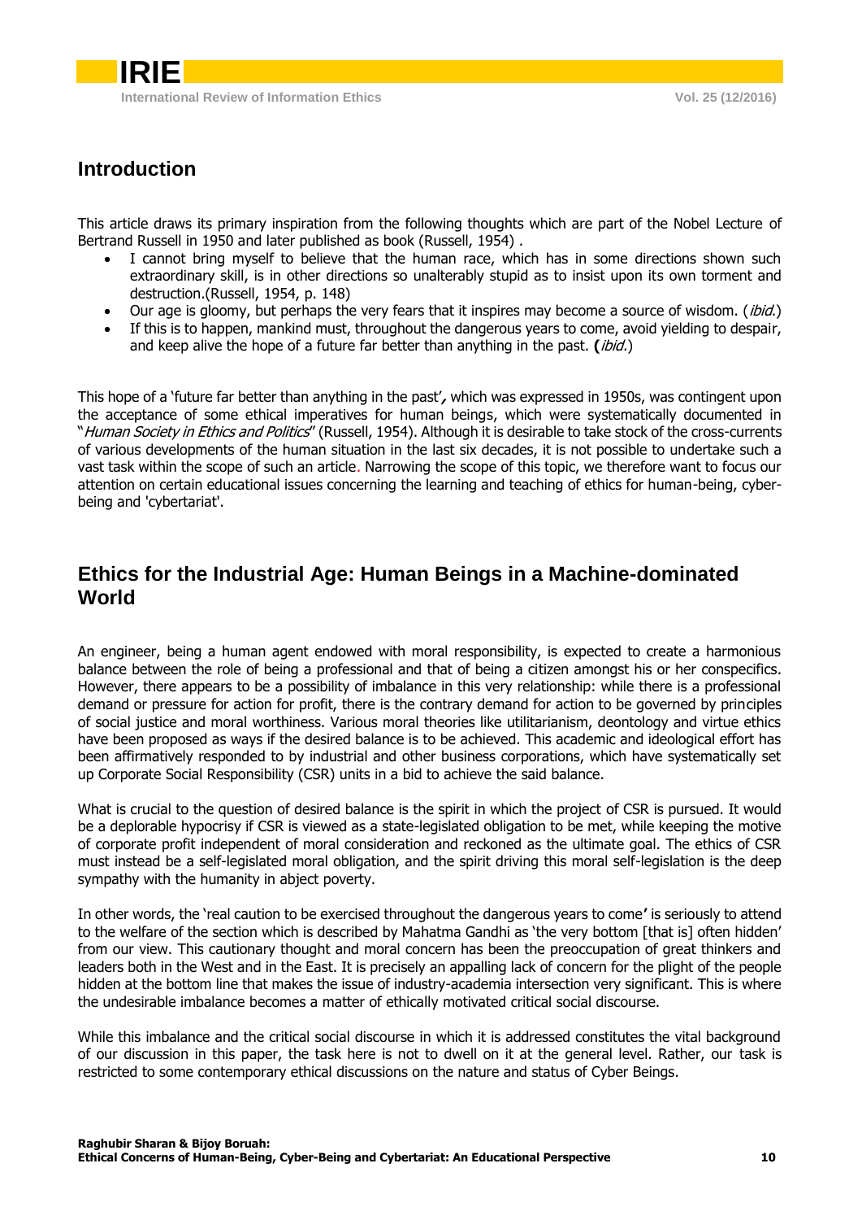## Introduction

This article draws its primary inspiration from the following thoughts which are part of the Nobel Lecture of Bertrand Russell in 1950 and later published as book (Russell, 1954) .

- I cannot bring myself to believe that the human race, which has in some directions shown such extraordinary skill, is in other directions so unalterably stupid as to insist upon its own torment and destruction.(Russell, 1954, p. 148)
- Our age is gloomy, but perhaps the very fears that it inspires may become a source of wisdom. (*ibid.*)
- If this is to happen, mankind must, throughout the dangerous years to come, avoid yielding to despair, and keep alive the hope of a future far better than anything in the past. **(***ibid.*)

This hope of a 'future far better than anything in the past'**,** which was expressed in 1950s, was contingent upon the acceptance of some ethical imperatives for human beings, which were systematically documented in "*Human Society in Ethics and Politics*" (Russell, 1954). Although it is desirable to take stock of the cross-currents of various developments of the human situation in the last six decades, it is not possible to undertake such a vast task within the scope of such an article. Narrowing the scope of this topic, we therefore want to focus our attention on certain educational issues concerning the learning and teaching of ethics for human-being, cyber-being and 'cybertariat'.

## Ethics for the Industrial Age: Human Beings in a Machine-dominated World

An engineer, being a human agent endowed with moral responsibility, is expected to create a harmonious balance between the role of being a professional and that of being a citizen amongst his or her conspecifics. However, there appears to be a possibility of imbalance in this very relationship: while there is a professional demand or pressure for action for profit, there is the contrary demand for action to be governed by principles of social justice and moral worthiness. Various moral theories like utilitarianism, deontology and virtue ethics have been proposed as ways if the desired balance is to be achieved. This academic and ideological effort has been affirmatively responded to by industrial and other business corporations, which have systematically set up Corporate Social Responsibility (CSR) units in a bid to achieve the said balance.

What is crucial to the question of desired balance is the spirit in which the project of CSR is pursued. It would be a deplorable hypocrisy if CSR is viewed as a state-legislated obligation to be met, while keeping the motive of corporate profit independent of moral consideration and reckoned as the ultimate goal. The ethics of CSR must instead be a self-legislated moral obligation, and the spirit driving this moral self-legislation is the deep sympathy with the humanity in abject poverty.

In other words, the 'real caution to be exercised throughout the dangerous years to come**'** is seriously to attend to the welfare of the section which is described by Mahatma Gandhi as 'the very bottom [that is] often hidden' from our view. This cautionary thought and moral concern has been the preoccupation of great thinkers and leaders both in the West and in the East. It is precisely an appalling lack of concern for the plight of the people hidden at the bottom line that makes the issue of industry-academia intersection very significant. This is where the undesirable imbalance becomes a matter of ethically motivated critical social discourse.

While this imbalance and the critical social discourse in which it is addressed constitutes the vital background of our discussion in this paper, the task here is not to dwell on it at the general level. Rather, our task is restricted to some contemporary ethical discussions on the nature and status of Cyber Beings.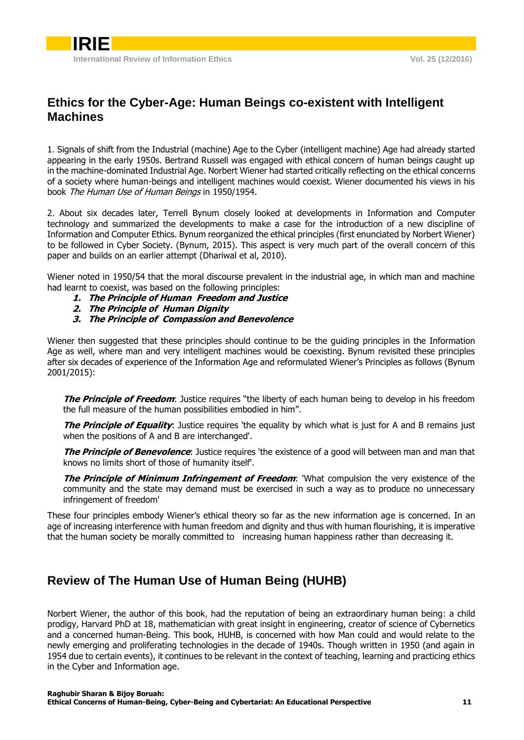## Ethics for the Cyber-Age: Human Beings co-existent with Intelligent Machines

1. Signals of shift from the Industrial (machine) Age to the Cyber (intelligent machine) Age had already started appearing in the early 1950s. Bertrand Russell was engaged with ethical concern of human beings caught up in the machine-dominated Industrial Age. Norbert Wiener had started critically reflecting on the ethical concerns of a society where human-beings and intelligent machines would coexist. Wiener documented his views in his book *The Human Use of Human Beings* in 1950/1954.

2. About six decades later, Terrell Bynum closely looked at developments in Information and Computer technology and summarized the developments to make a case for the introduction of a new discipline of Information and Computer Ethics. Bynum reorganized the ethical principles (first enunciated by Norbert Wiener) to be followed in Cyber Society. (Bynum, 2015). This aspect is very much part of the overall concern of this paper and builds on an earlier attempt (Dhariwal et al, 2010).

Wiener noted in 1950/54 that the moral discourse prevalent in the industrial age, in which man and machine had learnt to coexist, was based on the following principles:

1. ***The Principle of Human Freedom and Justice***
2. ***The Principle of Human Dignity***
3. ***The Principle of Compassion and Benevolence***

Wiener then suggested that these principles should continue to be the guiding principles in the Information Age as well, where man and very intelligent machines would be coexisting. Bynum revisited these principles after six decades of experience of the Information Age and reformulated Wiener's Principles as follows (Bynum 2001/2015):

***The Principle of Freedom***: Justice requires "the liberty of each human being to develop in his freedom the full measure of the human possibilities embodied in him".

***The Principle of Equality***: Justice requires 'the equality by which what is just for A and B remains just when the positions of A and B are interchanged'.

***The Principle of Benevolence***: Justice requires 'the existence of a good will between man and man that knows no limits short of those of humanity itself'.

***The Principle of Minimum Infringement of Freedom***: 'What compulsion the very existence of the community and the state may demand must be exercised in such a way as to produce no unnecessary infringement of freedom'

These four principles embody Wiener's ethical theory so far as the new information age is concerned. In an age of increasing interference with human freedom and dignity and thus with human flourishing, it is imperative that the human society be morally committed to increasing human happiness rather than decreasing it.

## Review of The Human Use of Human Being (HUHB)

Norbert Wiener, the author of this book, had the reputation of being an extraordinary human being: a child prodigy, Harvard PhD at 18, mathematician with great insight in engineering, creator of science of Cybernetics and a concerned human-Being. This book, HUHB, is concerned with how Man could and would relate to the newly emerging and proliferating technologies in the decade of 1940s. Though written in 1950 (and again in 1954 due to certain events), it continues to be relevant in the context of teaching, learning and practicing ethics in the Cyber and Information age.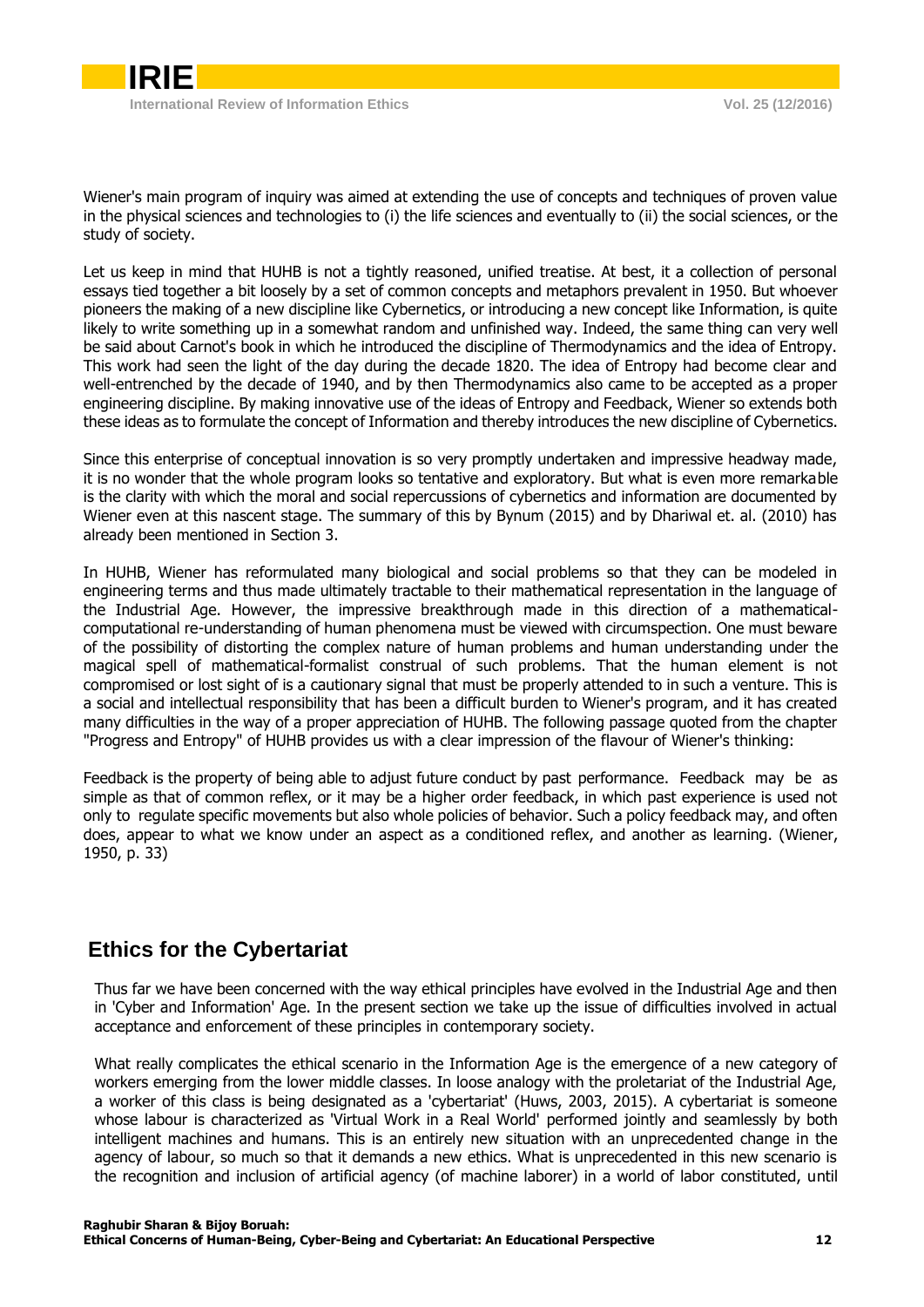Wiener's main program of inquiry was aimed at extending the use of concepts and techniques of proven value in the physical sciences and technologies to (i) the life sciences and eventually to (ii) the social sciences, or the study of society.

Let us keep in mind that HUHB is not a tightly reasoned, unified treatise. At best, it a collection of personal essays tied together a bit loosely by a set of common concepts and metaphors prevalent in 1950. But whoever pioneers the making of a new discipline like Cybernetics, or introducing a new concept like Information, is quite likely to write something up in a somewhat random and unfinished way. Indeed, the same thing can very well be said about Carnot's book in which he introduced the discipline of Thermodynamics and the idea of Entropy. This work had seen the light of the day during the decade 1820. The idea of Entropy had become clear and well-entrenched by the decade of 1940, and by then Thermodynamics also came to be accepted as a proper engineering discipline. By making innovative use of the ideas of Entropy and Feedback, Wiener so extends both these ideas as to formulate the concept of Information and thereby introduces the new discipline of Cybernetics.

Since this enterprise of conceptual innovation is so very promptly undertaken and impressive headway made, it is no wonder that the whole program looks so tentative and exploratory. But what is even more remarkable is the clarity with which the moral and social repercussions of cybernetics and information are documented by Wiener even at this nascent stage. The summary of this by Bynum (2015) and by Dhariwal et. al. (2010) has already been mentioned in Section 3.

In HUHB, Wiener has reformulated many biological and social problems so that they can be modeled in engineering terms and thus made ultimately tractable to their mathematical representation in the language of the Industrial Age. However, the impressive breakthrough made in this direction of a mathematical-computational re-understanding of human phenomena must be viewed with circumspection. One must beware of the possibility of distorting the complex nature of human problems and human understanding under the magical spell of mathematical-formalist construal of such problems. That the human element is not compromised or lost sight of is a cautionary signal that must be properly attended to in such a venture. This is a social and intellectual responsibility that has been a difficult burden to Wiener's program, and it has created many difficulties in the way of a proper appreciation of HUHB. The following passage quoted from the chapter "Progress and Entropy" of HUHB provides us with a clear impression of the flavour of Wiener's thinking:

Feedback is the property of being able to adjust future conduct by past performance. Feedback may be as simple as that of common reflex, or it may be a higher order feedback, in which past experience is used not only to regulate specific movements but also whole policies of behavior. Such a policy feedback may, and often does, appear to what we know under an aspect as a conditioned reflex, and another as learning. (Wiener, 1950, p. 33)

## Ethics for the Cybertariat

Thus far we have been concerned with the way ethical principles have evolved in the Industrial Age and then in 'Cyber and Information' Age. In the present section we take up the issue of difficulties involved in actual acceptance and enforcement of these principles in contemporary society.

What really complicates the ethical scenario in the Information Age is the emergence of a new category of workers emerging from the lower middle classes. In loose analogy with the proletariat of the Industrial Age, a worker of this class is being designated as a 'cybertariat' (Huws, 2003, 2015). A cybertariat is someone whose labour is characterized as 'Virtual Work in a Real World' performed jointly and seamlessly by both intelligent machines and humans. This is an entirely new situation with an unprecedented change in the agency of labour, so much so that it demands a new ethics. What is unprecedented in this new scenario is the recognition and inclusion of artificial agency (of machine laborer) in a world of labor constituted, until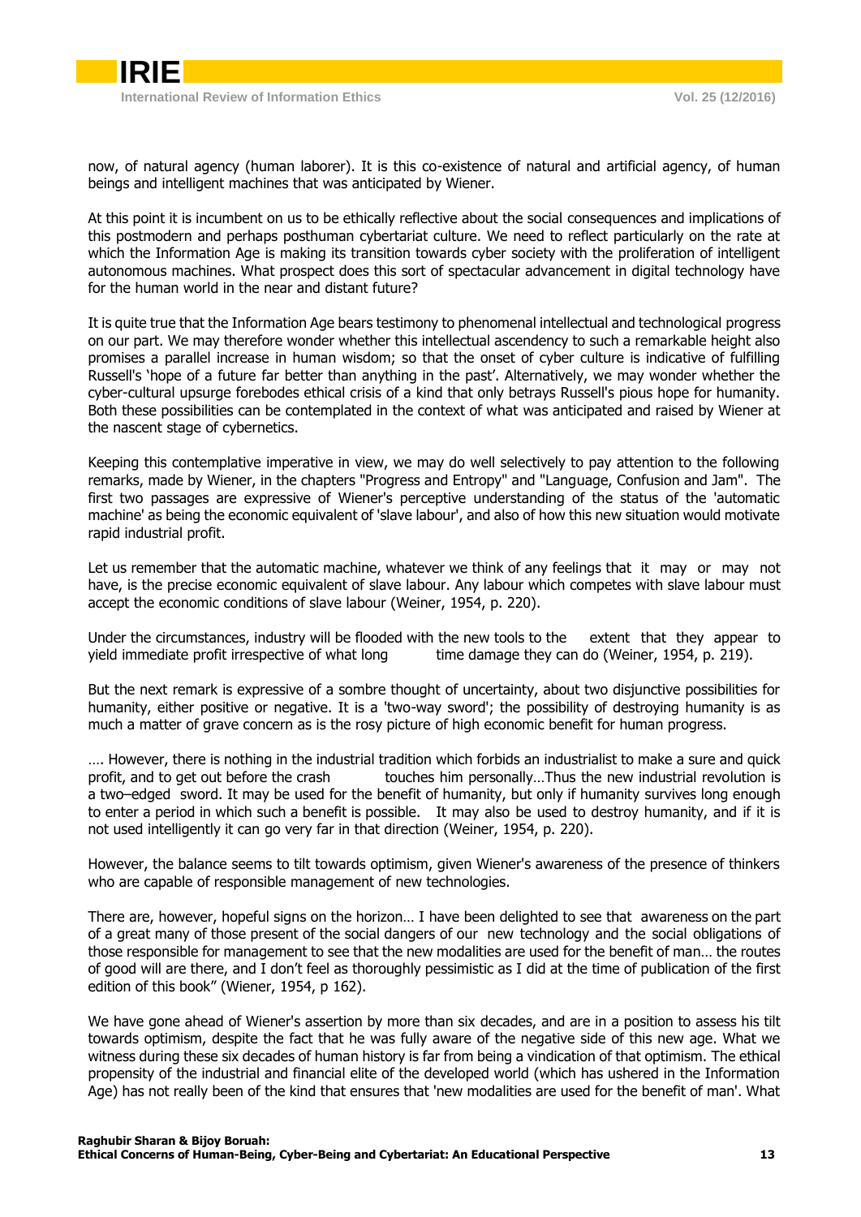now, of natural agency (human laborer). It is this co-existence of natural and artificial agency, of human beings and intelligent machines that was anticipated by Wiener.

At this point it is incumbent on us to be ethically reflective about the social consequences and implications of this postmodern and perhaps posthuman cybertariat culture. We need to reflect particularly on the rate at which the Information Age is making its transition towards cyber society with the proliferation of intelligent autonomous machines. What prospect does this sort of spectacular advancement in digital technology have for the human world in the near and distant future?

It is quite true that the Information Age bears testimony to phenomenal intellectual and technological progress on our part. We may therefore wonder whether this intellectual ascendency to such a remarkable height also promises a parallel increase in human wisdom; so that the onset of cyber culture is indicative of fulfilling Russell's 'hope of a future far better than anything in the past'. Alternatively, we may wonder whether the cyber-cultural upsurge forebodes ethical crisis of a kind that only betrays Russell's pious hope for humanity. Both these possibilities can be contemplated in the context of what was anticipated and raised by Wiener at the nascent stage of cybernetics.

Keeping this contemplative imperative in view, we may do well selectively to pay attention to the following remarks, made by Wiener, in the chapters "Progress and Entropy" and "Language, Confusion and Jam". The first two passages are expressive of Wiener's perceptive understanding of the status of the 'automatic machine' as being the economic equivalent of 'slave labour', and also of how this new situation would motivate rapid industrial profit.

Let us remember that the automatic machine, whatever we think of any feelings that it may or may not have, is the precise economic equivalent of slave labour. Any labour which competes with slave labour must accept the economic conditions of slave labour (Weiner, 1954, p. 220).

Under the circumstances, industry will be flooded with the new tools to the extent that they appear to yield immediate profit irrespective of what long time damage they can do (Weiner, 1954, p. 219).

But the next remark is expressive of a sombre thought of uncertainty, about two disjunctive possibilities for humanity, either positive or negative. It is a 'two-way sword'; the possibility of destroying humanity is as much a matter of grave concern as is the rosy picture of high economic benefit for human progress.

…. However, there is nothing in the industrial tradition which forbids an industrialist to make a sure and quick profit, and to get out before the crash touches him personally…Thus the new industrial revolution is a two–edged sword. It may be used for the benefit of humanity, but only if humanity survives long enough to enter a period in which such a benefit is possible. It may also be used to destroy humanity, and if it is not used intelligently it can go very far in that direction (Weiner, 1954, p. 220).

However, the balance seems to tilt towards optimism, given Wiener's awareness of the presence of thinkers who are capable of responsible management of new technologies.

There are, however, hopeful signs on the horizon… I have been delighted to see that awareness on the part of a great many of those present of the social dangers of our new technology and the social obligations of those responsible for management to see that the new modalities are used for the benefit of man… the routes of good will are there, and I don't feel as thoroughly pessimistic as I did at the time of publication of the first edition of this book" (Wiener, 1954, p 162).

We have gone ahead of Wiener's assertion by more than six decades, and are in a position to assess his tilt towards optimism, despite the fact that he was fully aware of the negative side of this new age. What we witness during these six decades of human history is far from being a vindication of that optimism. The ethical propensity of the industrial and financial elite of the developed world (which has ushered in the Information Age) has not really been of the kind that ensures that 'new modalities are used for the benefit of man'. What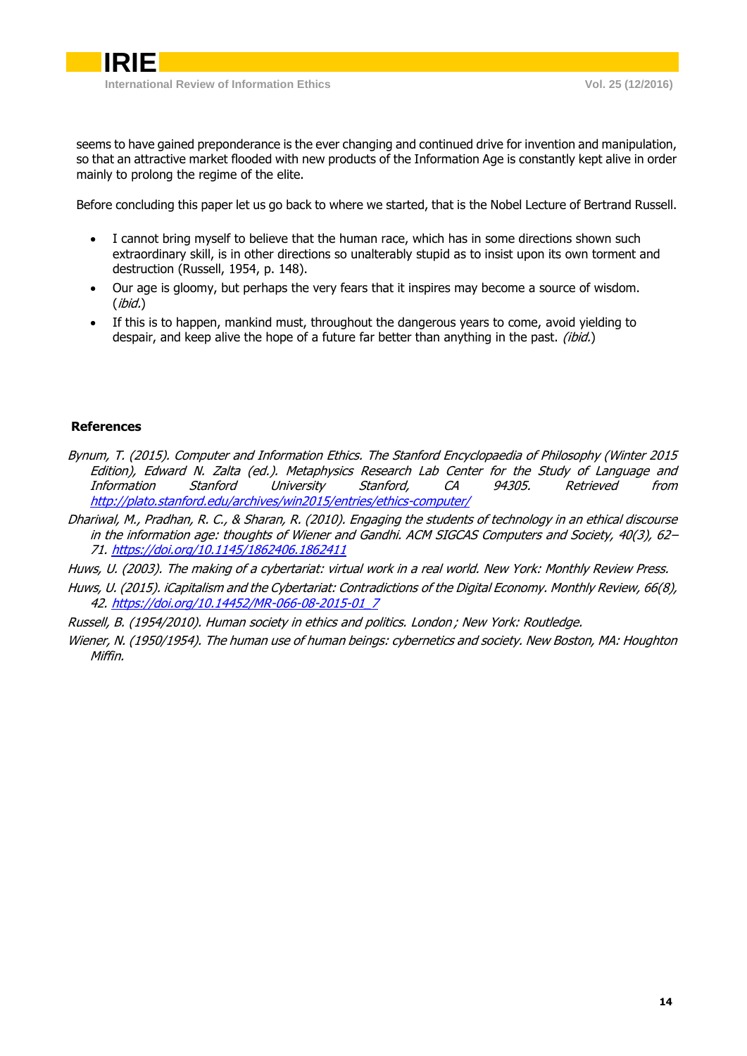seems to have gained preponderance is the ever changing and continued drive for invention and manipulation, so that an attractive market flooded with new products of the Information Age is constantly kept alive in order mainly to prolong the regime of the elite.

Before concluding this paper let us go back to where we started, that is the Nobel Lecture of Bertrand Russell.

- I cannot bring myself to believe that the human race, which has in some directions shown such extraordinary skill, is in other directions so unalterably stupid as to insist upon its own torment and destruction (Russell, 1954, p. 148).
- Our age is gloomy, but perhaps the very fears that it inspires may become a source of wisdom. (*ibid.*)
- If this is to happen, mankind must, throughout the dangerous years to come, avoid yielding to despair, and keep alive the hope of a future far better than anything in the past. *(ibid.*)

## References

*Bynum, T. (2015). Computer and Information Ethics. The Stanford Encyclopaedia of Philosophy (Winter 2015 Edition), Edward N. Zalta (ed.). Metaphysics Research Lab Center for the Study of Language and Information Stanford University Stanford, CA 94305. Retrieved from* http://plato.stanford.edu/archives/win2015/entries/ethics-computer/

*Dhariwal, M., Pradhan, R. C., & Sharan, R. (2010). Engaging the students of technology in an ethical discourse in the information age: thoughts of Wiener and Gandhi. ACM SIGCAS Computers and Society, 40(3), 62–71.* https://doi.org/10.1145/1862406.1862411

*Huws, U. (2003). The making of a cybertariat: virtual work in a real world. New York: Monthly Review Press.*

*Huws, U. (2015). iCapitalism and the Cybertariat: Contradictions of the Digital Economy. Monthly Review, 66(8), 42.* https://doi.org/10.14452/MR-066-08-2015-01_7

*Russell, B. (1954/2010). Human society in ethics and politics. London ; New York: Routledge.*

*Wiener, N. (1950/1954). The human use of human beings: cybernetics and society. New Boston, MA: Houghton Miffin.*